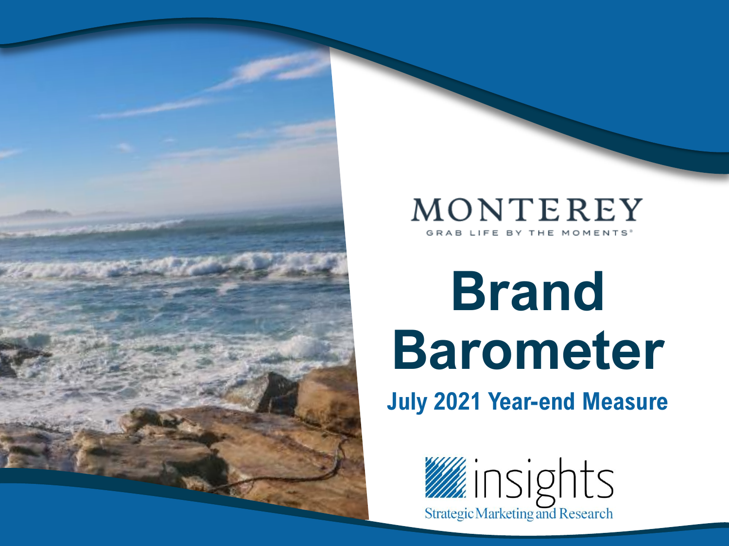MONTEREY

GRAB LIFE BY THE MOMENTS®

# Brand Barometer

## July 2021 Year-end Measure

insights

Strategic Marketing and Research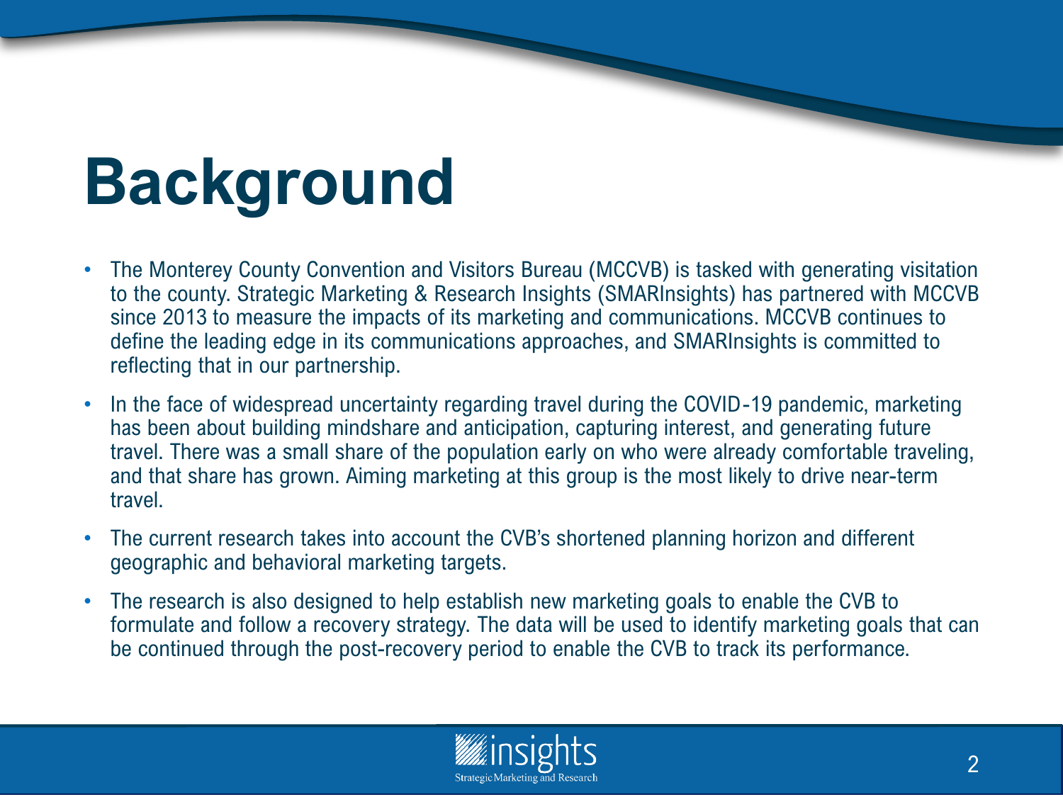# Background

- The Monterey County Convention and Visitors Bureau (MCCVB) is tasked with generating visitation to the county. Strategic Marketing & Research Insights (SMARInsights) has partnered with MCCVB since 2013 to measure the impacts of its marketing and communications. MCCVB continues to define the leading edge in its communications approaches, and SMARInsights is committed to reflecting that in our partnership.
- In the face of widespread uncertainty regarding travel during the COVID-19 pandemic, marketing has been about building mindshare and anticipation, capturing interest, and generating future travel. There was a small share of the population early on who were already comfortable traveling, and that share has grown. Aiming marketing at this group is the most likely to drive near-term travel.
- The current research takes into account the CVB's shortened planning horizon and different geographic and behavioral marketing targets.
- The research is also designed to help establish new marketing goals to enable the CVB to formulate and follow a recovery strategy. The data will be used to identify marketing goals that can be continued through the post-recovery period to enable the CVB to track its performance.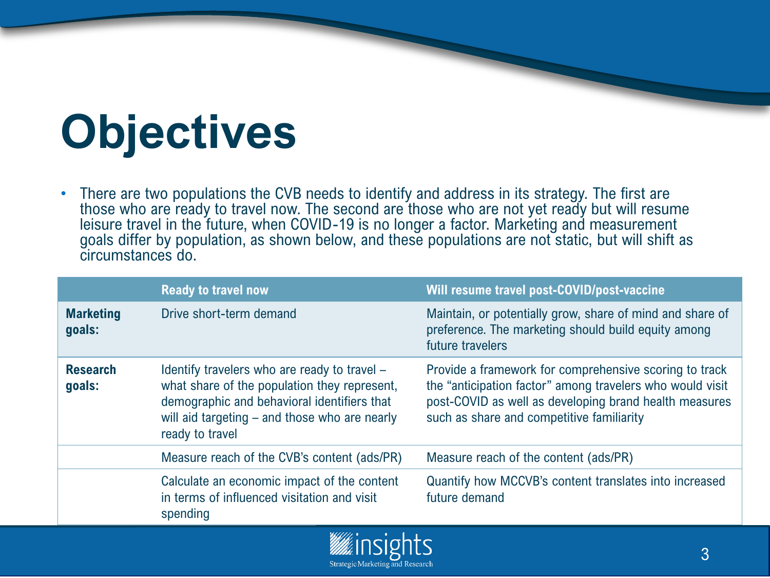# Objectives

- There are two populations the CVB needs to identify and address in its strategy. The first are those who are ready to travel now. The second are those who are not yet ready but will resume leisure travel in the future, when COVID-19 is no longer a factor. Marketing and measurement goals differ by population, as shown below, and these populations are not static, but will shift as circumstances do.

| | Ready to travel now | Will resume travel post-COVID/post-vaccine |
|---|---|---|
| **Marketing goals:** | Drive short-term demand | Maintain, or potentially grow, share of mind and share of preference. The marketing should build equity among future travelers |
| **Research goals:** | Identify travelers who are ready to travel – what share of the population they represent, demographic and behavioral identifiers that will aid targeting – and those who are nearly ready to travel | Provide a framework for comprehensive scoring to track the "anticipation factor" among travelers who would visit post-COVID as well as developing brand health measures such as share and competitive familiarity |
| | Measure reach of the CVB's content (ads/PR) | Measure reach of the content (ads/PR) |
| | Calculate an economic impact of the content in terms of influenced visitation and visit spending | Quantify how MCCVB's content translates into increased future demand |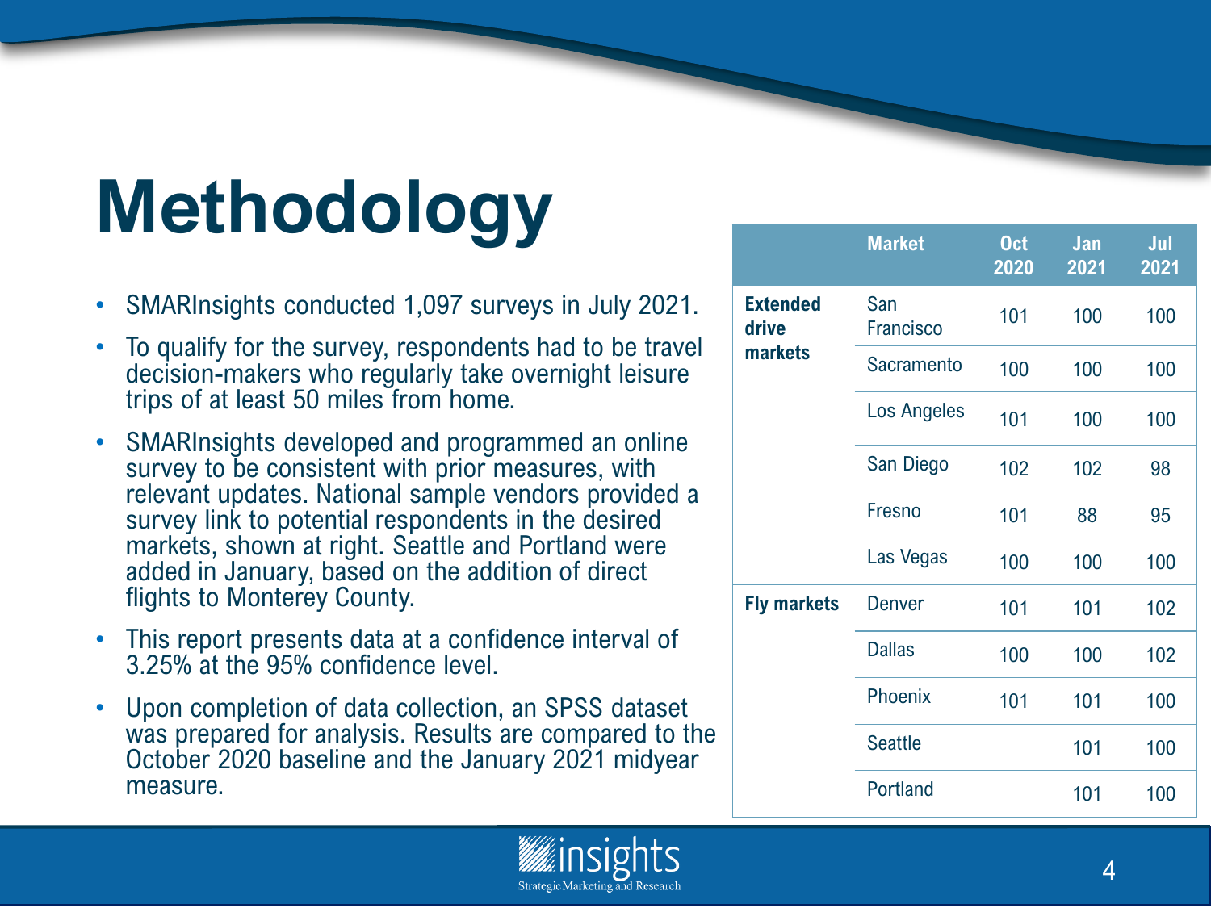# Methodology

- SMARInsights conducted 1,097 surveys in July 2021.
- To qualify for the survey, respondents had to be travel decision-makers who regularly take overnight leisure trips of at least 50 miles from home.
- SMARInsights developed and programmed an online survey to be consistent with prior measures, with relevant updates. National sample vendors provided a survey link to potential respondents in the desired markets, shown at right. Seattle and Portland were added in January, based on the addition of direct flights to Monterey County.
- This report presents data at a confidence interval of 3.25% at the 95% confidence level.
- Upon completion of data collection, an SPSS dataset was prepared for analysis. Results are compared to the October 2020 baseline and the January 2021 midyear measure.

| | Market | Oct 2020 | Jan 2021 | Jul 2021 |
|---|---|---|---|---|
| **Extended drive markets** | San Francisco | 101 | 100 | 100 |
| | Sacramento | 100 | 100 | 100 |
| | Los Angeles | 101 | 100 | 100 |
| | San Diego | 102 | 102 | 98 |
| | Fresno | 101 | 88 | 95 |
| | Las Vegas | 100 | 100 | 100 |
| **Fly markets** | Denver | 101 | 101 | 102 |
| | Dallas | 100 | 100 | 102 |
| | Phoenix | 101 | 101 | 100 |
| | Seattle | | 101 | 100 |
| | Portland | | 101 | 100 |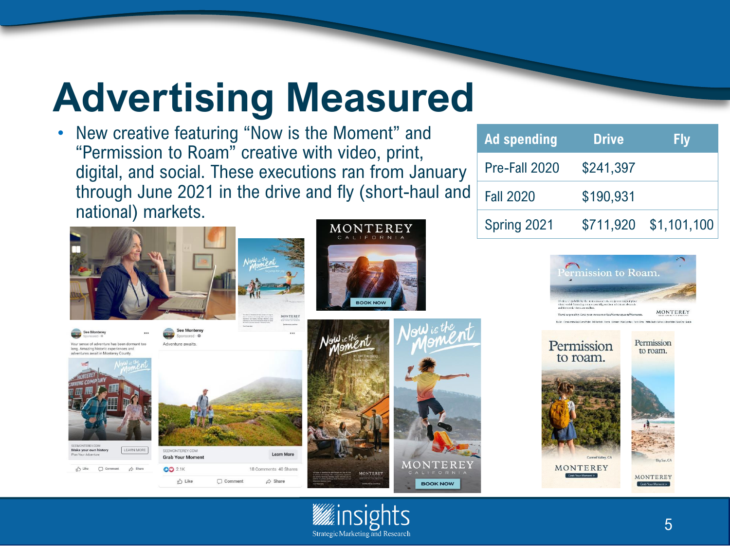# Advertising Measured

- New creative featuring "Now is the Moment" and "Permission to Roam" creative with video, print, digital, and social. These executions ran from January through June 2021 in the drive and fly (short-haul and national) markets.

| Ad spending | Drive | Fly |
| --- | --- | --- |
| Pre-Fall 2020 | $241,397 | |
| Fall 2020 | $190,931 | |
| Spring 2021 | $711,920 | $1,101,100 |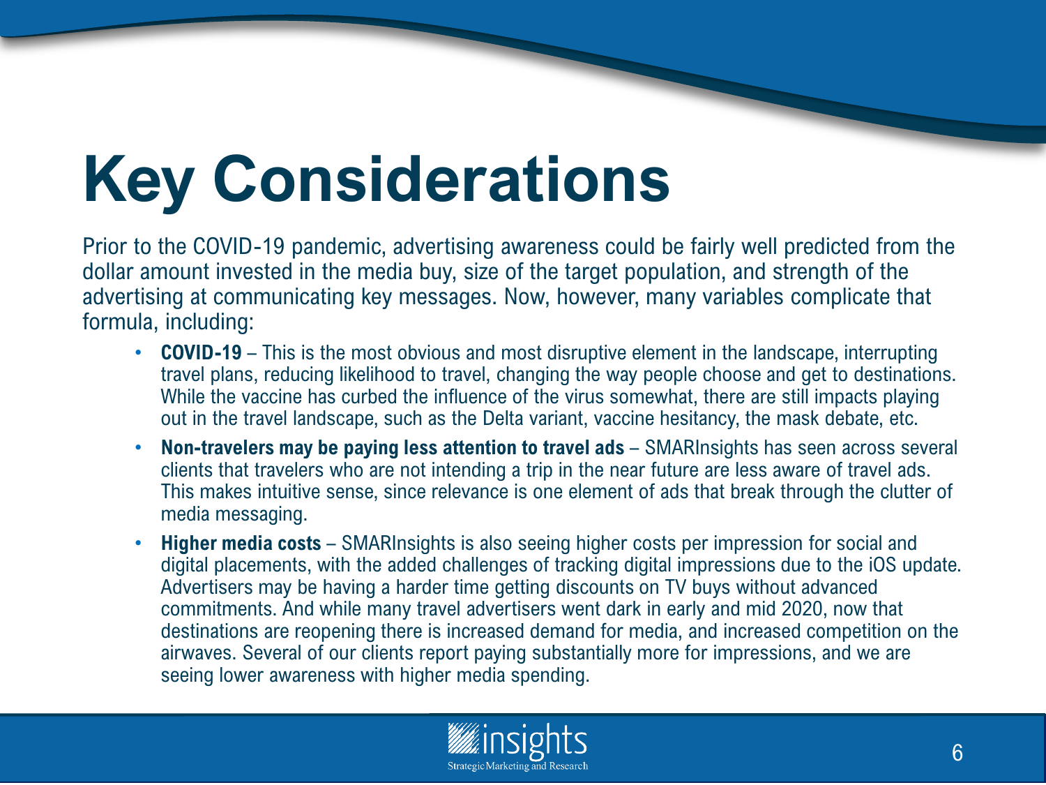# Key Considerations

Prior to the COVID-19 pandemic, advertising awareness could be fairly well predicted from the dollar amount invested in the media buy, size of the target population, and strength of the advertising at communicating key messages. Now, however, many variables complicate that formula, including:

- **COVID-19** – This is the most obvious and most disruptive element in the landscape, interrupting travel plans, reducing likelihood to travel, changing the way people choose and get to destinations. While the vaccine has curbed the influence of the virus somewhat, there are still impacts playing out in the travel landscape, such as the Delta variant, vaccine hesitancy, the mask debate, etc.
- **Non-travelers may be paying less attention to travel ads** – SMARInsights has seen across several clients that travelers who are not intending a trip in the near future are less aware of travel ads. This makes intuitive sense, since relevance is one element of ads that break through the clutter of media messaging.
- **Higher media costs** – SMARInsights is also seeing higher costs per impression for social and digital placements, with the added challenges of tracking digital impressions due to the iOS update. Advertisers may be having a harder time getting discounts on TV buys without advanced commitments. And while many travel advertisers went dark in early and mid 2020, now that destinations are reopening there is increased demand for media, and increased competition on the airwaves. Several of our clients report paying substantially more for impressions, and we are seeing lower awareness with higher media spending.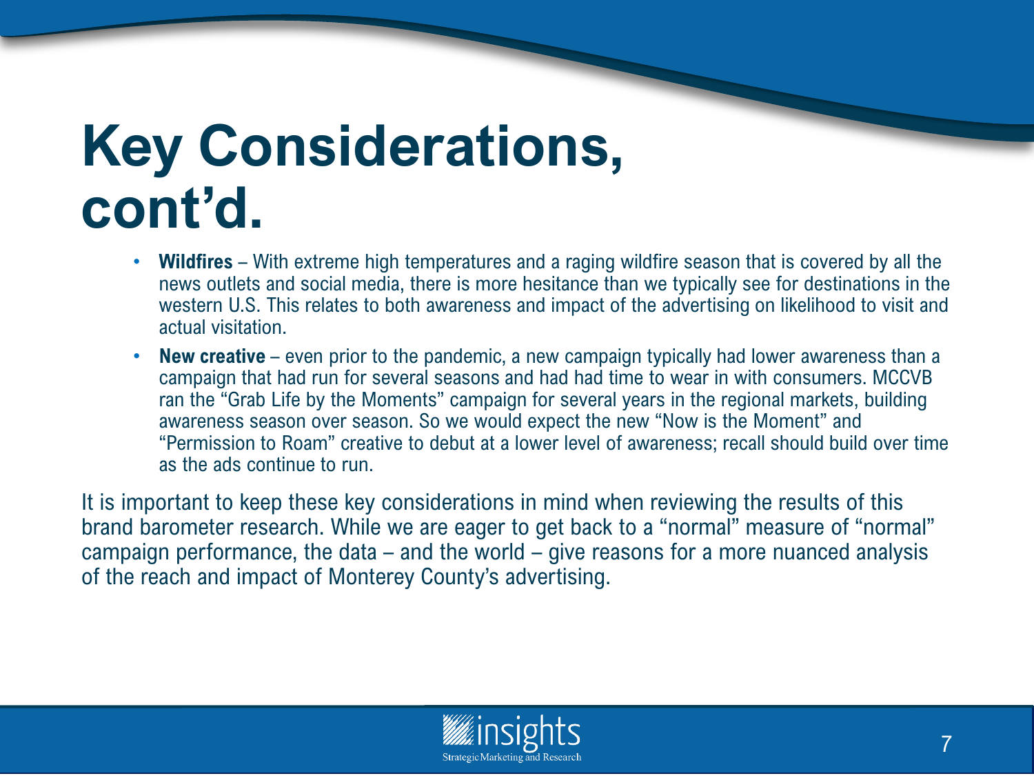# Key Considerations, cont'd.

- **Wildfires** – With extreme high temperatures and a raging wildfire season that is covered by all the news outlets and social media, there is more hesitance than we typically see for destinations in the western U.S. This relates to both awareness and impact of the advertising on likelihood to visit and actual visitation.
- **New creative** – even prior to the pandemic, a new campaign typically had lower awareness than a campaign that had run for several seasons and had had time to wear in with consumers. MCCVB ran the "Grab Life by the Moments" campaign for several years in the regional markets, building awareness season over season. So we would expect the new "Now is the Moment" and "Permission to Roam" creative to debut at a lower level of awareness; recall should build over time as the ads continue to run.

It is important to keep these key considerations in mind when reviewing the results of this brand barometer research. While we are eager to get back to a "normal" measure of "normal" campaign performance, the data – and the world – give reasons for a more nuanced analysis of the reach and impact of Monterey County's advertising.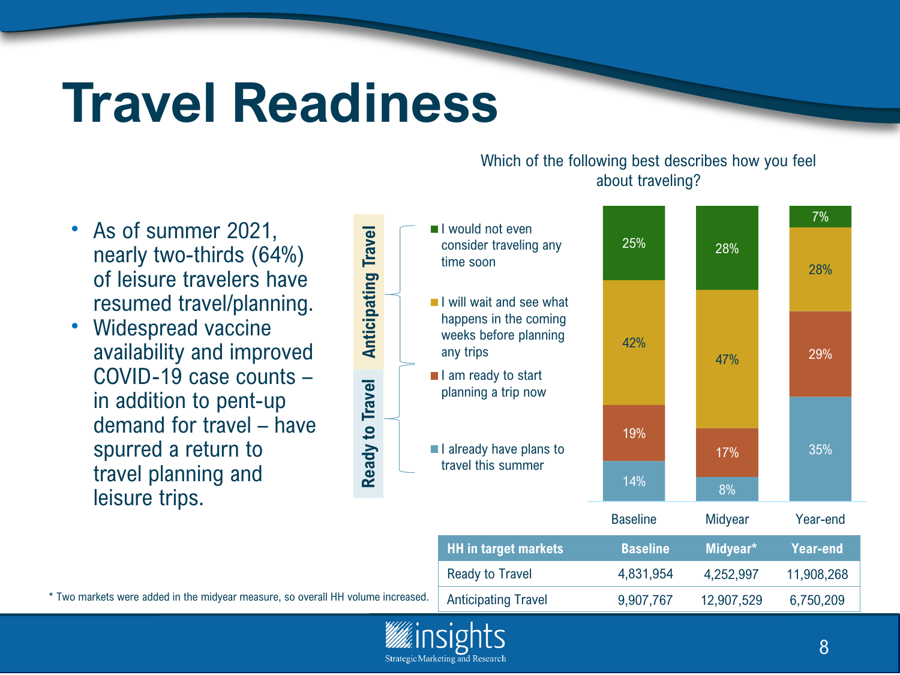# Travel Readiness

- As of summer 2021, nearly two-thirds (64%) of leisure travelers have resumed travel/planning.
- Widespread vaccine availability and improved COVID-19 case counts – in addition to pent-up demand for travel – have spurred a return to travel planning and leisure trips.

Which of the following best describes how you feel about traveling?

| Response | Group | Baseline | Midyear | Year-end |
|---|---|---|---|---|
| I would not even consider traveling any time soon | Anticipating Travel | 25% | 28% | 7% |
| I will wait and see what happens in the coming weeks before planning any trips | Anticipating Travel | 42% | 47% | 28% |
| I am ready to start planning a trip now | Ready to Travel | 19% | 17% | 29% |
| I already have plans to travel this summer | Ready to Travel | 14% | 8% | 35% |

| HH in target markets | Baseline | Midyear* | Year-end |
|---|---|---|---|
| Ready to Travel | 4,831,954 | 4,252,997 | 11,908,268 |
| Anticipating Travel | 9,907,767 | 12,907,529 | 6,750,209 |

* Two markets were added in the midyear measure, so overall HH volume increased.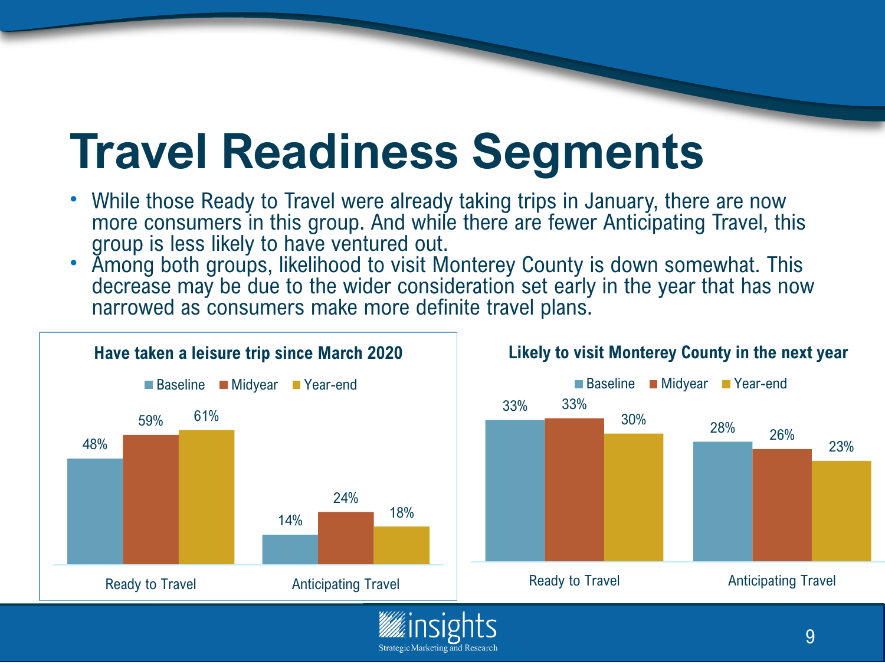# Travel Readiness Segments

- While those Ready to Travel were already taking trips in January, there are now more consumers in this group. And while there are fewer Anticipating Travel, this group is less likely to have ventured out.
- Among both groups, likelihood to visit Monterey County is down somewhat. This decrease may be due to the wider consideration set early in the year that has now narrowed as consumers make more definite travel plans.

**Have taken a leisure trip since March 2020**

| | Baseline | Midyear | Year-end |
|---|---|---|---|
| Ready to Travel | 48% | 59% | 61% |
| Anticipating Travel | 14% | 24% | 18% |

**Likely to visit Monterey County in the next year**

| | Baseline | Midyear | Year-end |
|---|---|---|---|
| Ready to Travel | 33% | 33% | 30% |
| Anticipating Travel | 28% | 26% | 23% |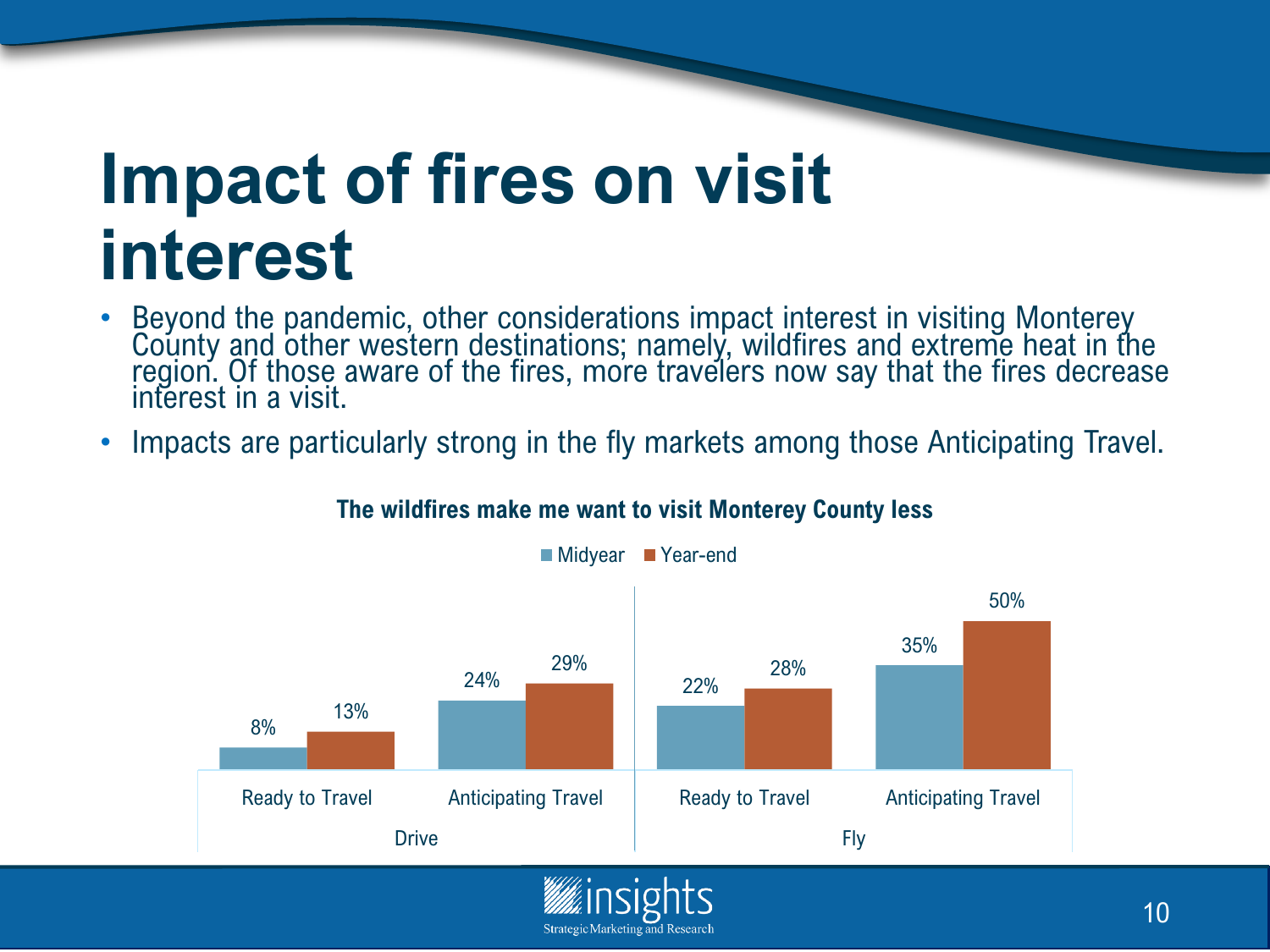# Impact of fires on visit interest

- Beyond the pandemic, other considerations impact interest in visiting Monterey County and other western destinations; namely, wildfires and extreme heat in the region. Of those aware of the fires, more travelers now say that the fires decrease interest in a visit.
- Impacts are particularly strong in the fly markets among those Anticipating Travel.

**The wildfires make me want to visit Monterey County less**

| | | Midyear | Year-end |
|---|---|---|---|
| Drive | Ready to Travel | 8% | 13% |
| | Anticipating Travel | 24% | 29% |
| Fly | Ready to Travel | 22% | 28% |
| | Anticipating Travel | 35% | 50% |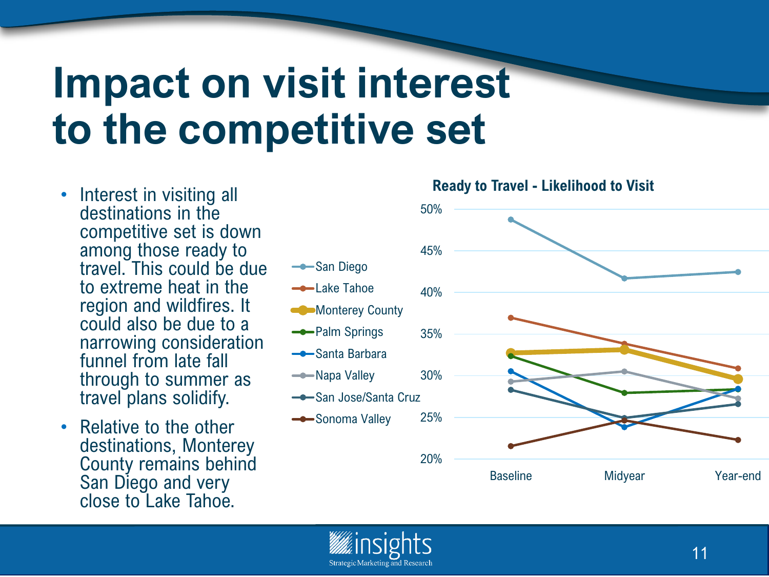# Impact on visit interest to the competitive set

- Interest in visiting all destinations in the competitive set is down among those ready to travel. This could be due to extreme heat in the region and wildfires. It could also be due to a narrowing consideration funnel from late fall through to summer as travel plans solidify.
- Relative to the other destinations, Monterey County remains behind San Diego and very close to Lake Tahoe.

**Ready to Travel - Likelihood to Visit**

- San Diego
- Lake Tahoe
- Monterey County
- Palm Springs
- Santa Barbara
- Napa Valley
- San Jose/Santa Cruz
- Sonoma Valley

50%, 45%, 40%, 35%, 30%, 25%, 20%

Baseline, Midyear, Year-end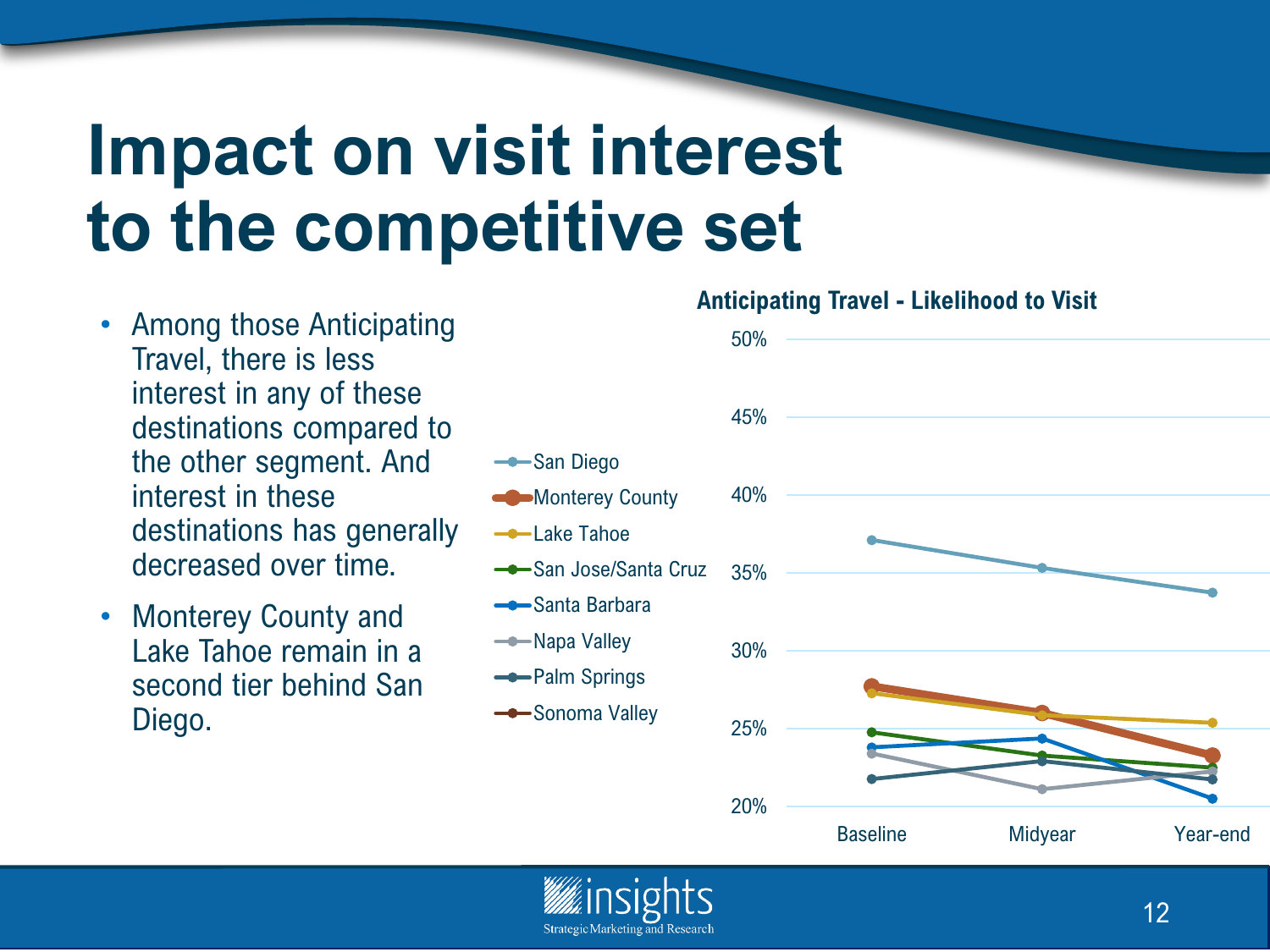# Impact on visit interest to the competitive set

- Among those Anticipating Travel, there is less interest in any of these destinations compared to the other segment. And interest in these destinations has generally decreased over time.
- Monterey County and Lake Tahoe remain in a second tier behind San Diego.

**Anticipating Travel - Likelihood to Visit**

Legend: San Diego, Monterey County, Lake Tahoe, San Jose/Santa Cruz, Santa Barbara, Napa Valley, Palm Springs, Sonoma Valley

Y-axis: 20%, 25%, 30%, 35%, 40%, 45%, 50%

X-axis: Baseline, Midyear, Year-end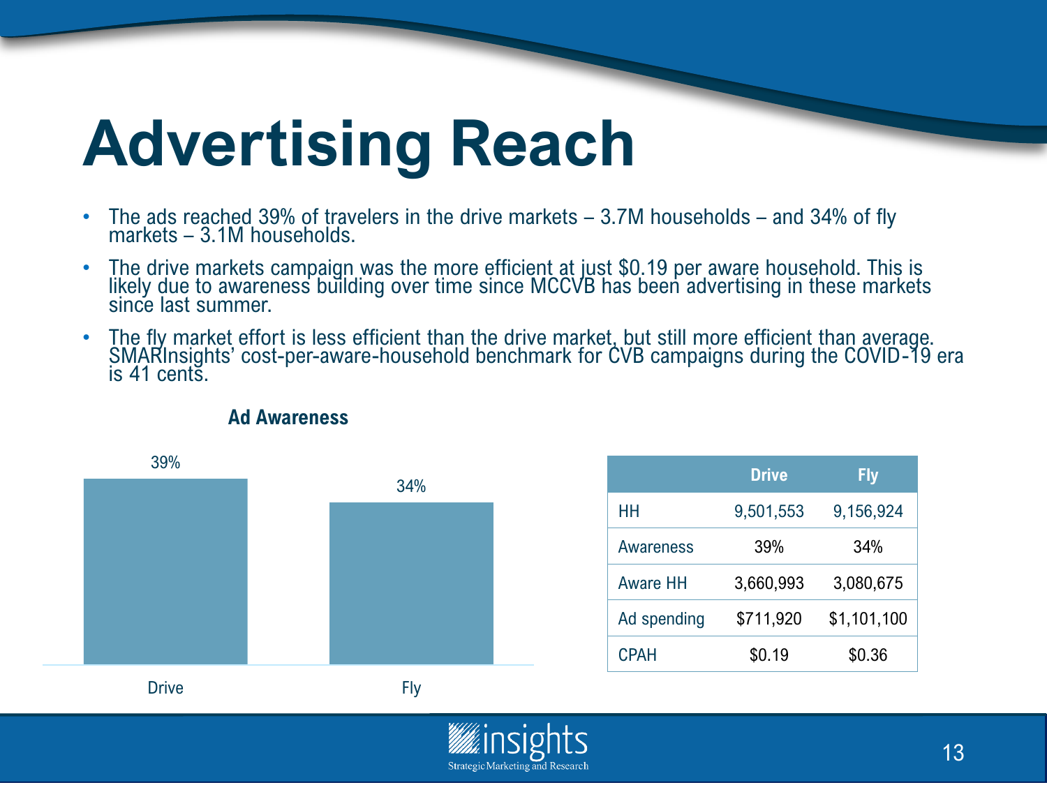# Advertising Reach

- The ads reached 39% of travelers in the drive markets – 3.7M households – and 34% of fly markets – 3.1M households.
- The drive markets campaign was the more efficient at just $0.19 per aware household. This is likely due to awareness building over time since MCCVB has been advertising in these markets since last summer.
- The fly market effort is less efficient than the drive market, but still more efficient than average. SMARInsights' cost-per-aware-household benchmark for CVB campaigns during the COVID-19 era is 41 cents.

**Ad Awareness**

| | Ad Awareness |
|---|---|
| Drive | 39% |
| Fly | 34% |

| | Drive | Fly |
|---|---|---|
| HH | 9,501,553 | 9,156,924 |
| Awareness | 39% | 34% |
| Aware HH | 3,660,993 | 3,080,675 |
| Ad spending | $711,920 | $1,101,100 |
| CPAH | $0.19 | $0.36 |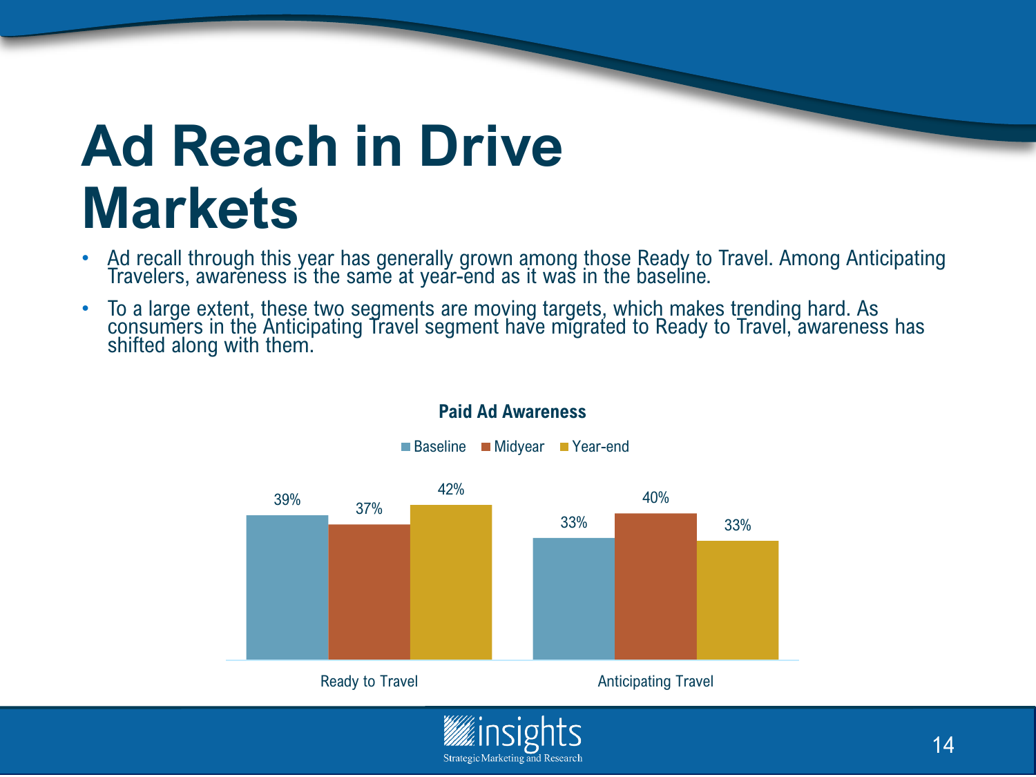# Ad Reach in Drive Markets

- Ad recall through this year has generally grown among those Ready to Travel. Among Anticipating Travelers, awareness is the same at year-end as it was in the baseline.
- To a large extent, these two segments are moving targets, which makes trending hard. As consumers in the Anticipating Travel segment have migrated to Ready to Travel, awareness has shifted along with them.

**Paid Ad Awareness**

| | Baseline | Midyear | Year-end |
|---|---|---|---|
| Ready to Travel | 39% | 37% | 42% |
| Anticipating Travel | 33% | 40% | 33% |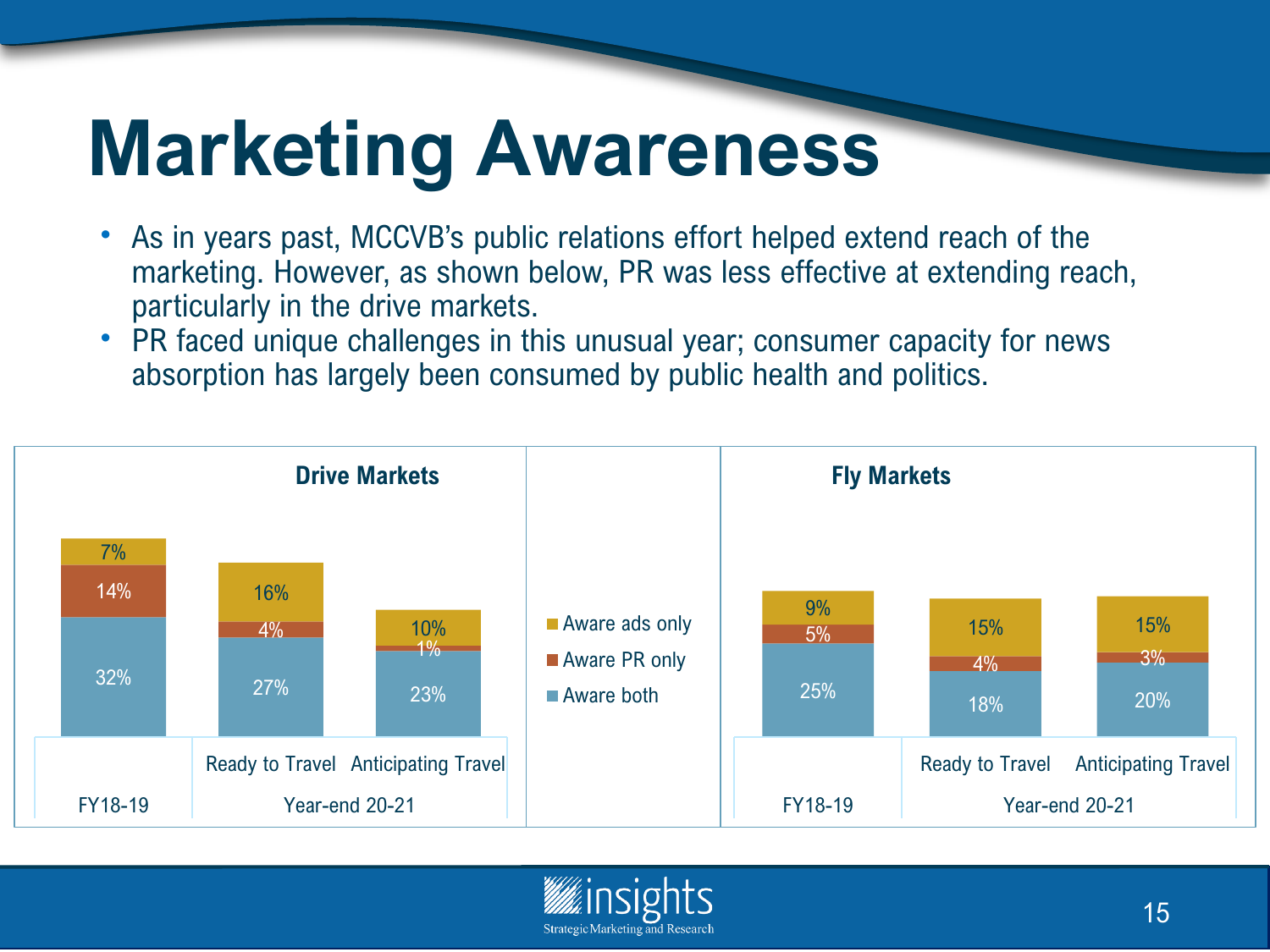# Marketing Awareness

- As in years past, MCCVB's public relations effort helped extend reach of the marketing. However, as shown below, PR was less effective at extending reach, particularly in the drive markets.
- PR faced unique challenges in this unusual year; consumer capacity for news absorption has largely been consumed by public health and politics.

**Drive Markets**

| | FY18-19 | Year-end 20-21: Ready to Travel | Year-end 20-21: Anticipating Travel |
|---|---|---|---|
| Aware ads only | 7% | 16% | 10% |
| Aware PR only | 14% | 4% | 1% |
| Aware both | 32% | 27% | 23% |

**Fly Markets**

| | FY18-19 | Year-end 20-21: Ready to Travel | Year-end 20-21: Anticipating Travel |
|---|---|---|---|
| Aware ads only | 9% | 15% | 15% |
| Aware PR only | 5% | 4% | 3% |
| Aware both | 25% | 18% | 20% |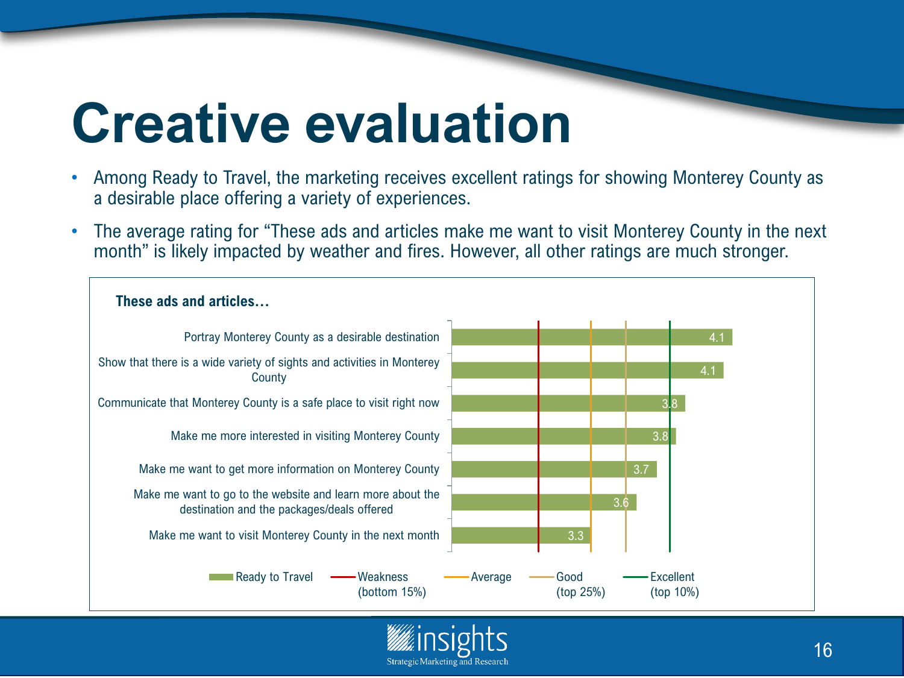# Creative evaluation

- Among Ready to Travel, the marketing receives excellent ratings for showing Monterey County as a desirable place offering a variety of experiences.
- The average rating for “These ads and articles make me want to visit Monterey County in the next month” is likely impacted by weather and fires. However, all other ratings are much stronger.

**These ads and articles…**

| Statement | Ready to Travel |
|---|---|
| Portray Monterey County as a desirable destination | 4.1 |
| Show that there is a wide variety of sights and activities in Monterey County | 4.1 |
| Communicate that Monterey County is a safe place to visit right now | 3.8 |
| Make me more interested in visiting Monterey County | 3.8 |
| Make me want to get more information on Monterey County | 3.7 |
| Make me want to go to the website and learn more about the destination and the packages/deals offered | 3.6 |
| Make me want to visit Monterey County in the next month | 3.3 |

Legend: Ready to Travel; Weakness (bottom 15%); Average; Good (top 25%); Excellent (top 10%)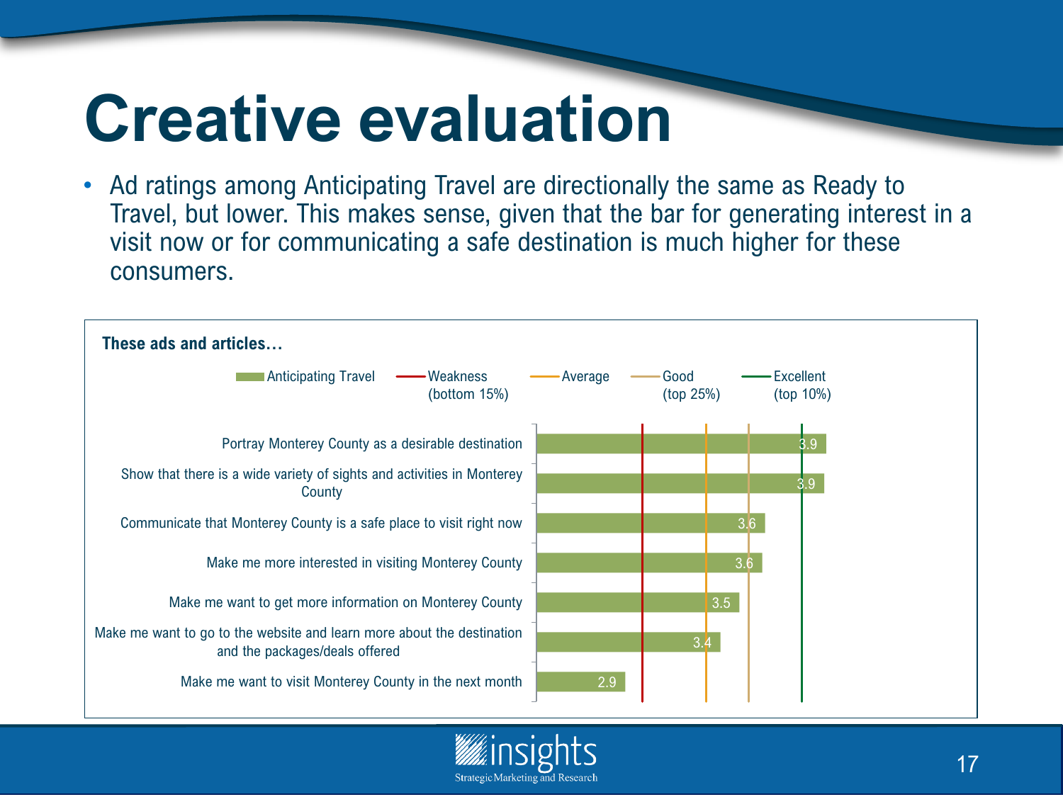# Creative evaluation

- Ad ratings among Anticipating Travel are directionally the same as Ready to Travel, but lower. This makes sense, given that the bar for generating interest in a visit now or for communicating a safe destination is much higher for these consumers.

**These ads and articles…**

Legend: Anticipating Travel; Weakness (bottom 15%); Average; Good (top 25%); Excellent (top 10%)

| These ads and articles… | Anticipating Travel |
|---|---|
| Portray Monterey County as a desirable destination | 3.9 |
| Show that there is a wide variety of sights and activities in Monterey County | 3.9 |
| Communicate that Monterey County is a safe place to visit right now | 3.6 |
| Make me more interested in visiting Monterey County | 3.6 |
| Make me want to get more information on Monterey County | 3.5 |
| Make me want to go to the website and learn more about the destination and the packages/deals offered | 3.4 |
| Make me want to visit Monterey County in the next month | 2.9 |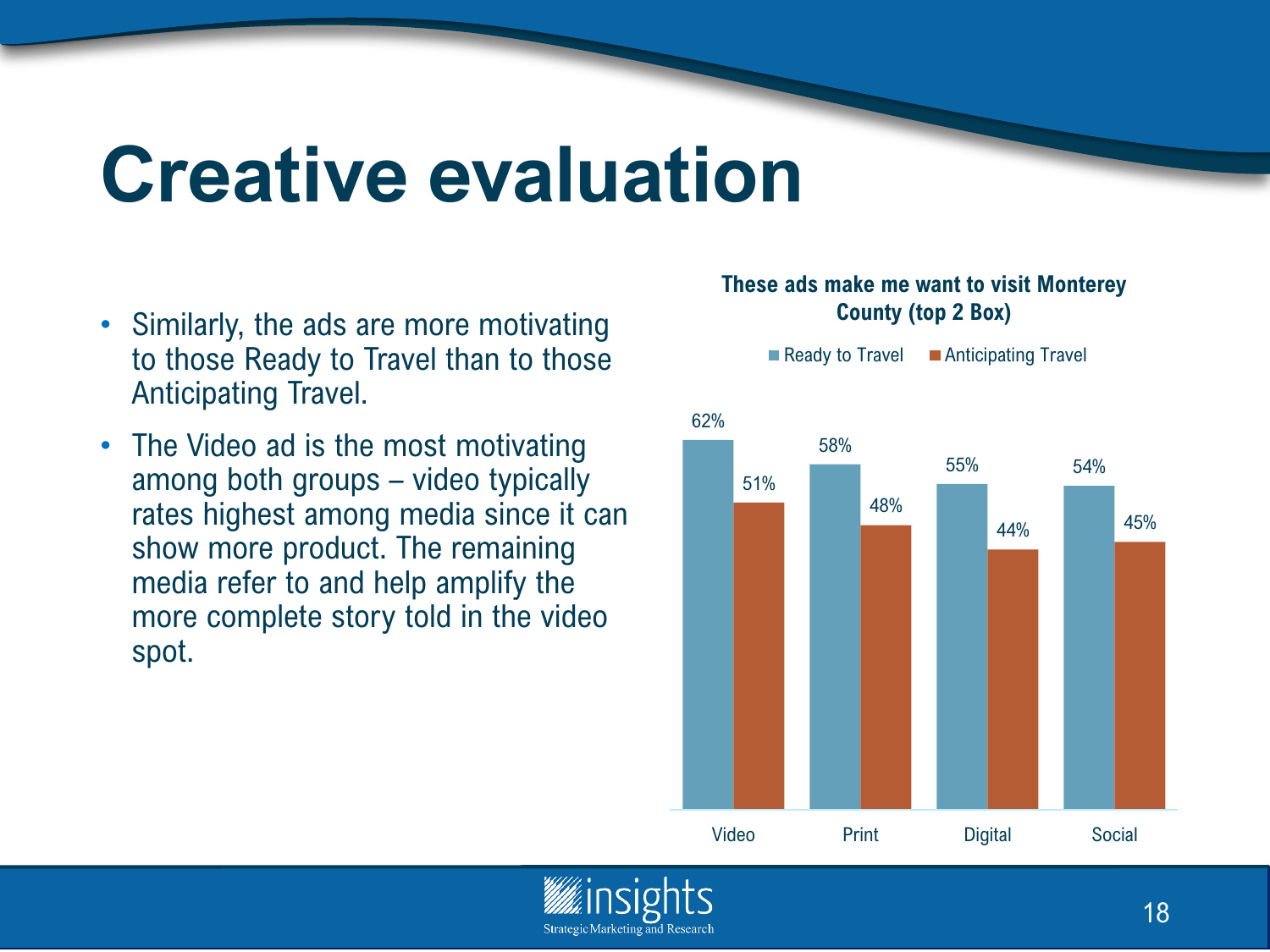# Creative evaluation

- Similarly, the ads are more motivating to those Ready to Travel than to those Anticipating Travel.
- The Video ad is the most motivating among both groups – video typically rates highest among media since it can show more product. The remaining media refer to and help amplify the more complete story told in the video spot.

**These ads make me want to visit Monterey County (top 2 Box)**

| | Ready to Travel | Anticipating Travel |
|---|---|---|
| Video | 62% | 51% |
| Print | 58% | 48% |
| Digital | 55% | 44% |
| Social | 54% | 45% |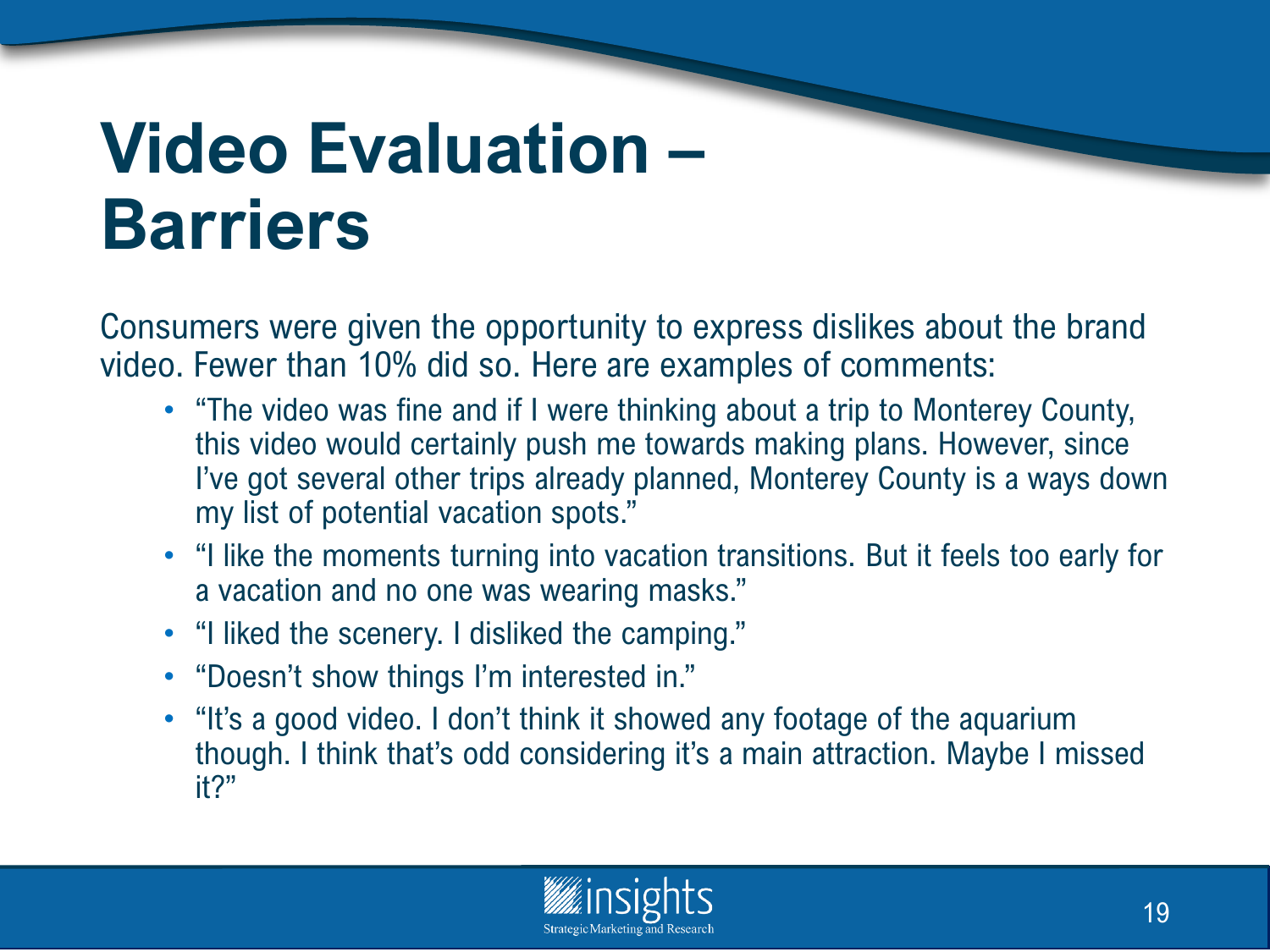# Video Evaluation – Barriers

Consumers were given the opportunity to express dislikes about the brand video. Fewer than 10% did so. Here are examples of comments:

- "The video was fine and if I were thinking about a trip to Monterey County, this video would certainly push me towards making plans. However, since I've got several other trips already planned, Monterey County is a ways down my list of potential vacation spots."
- "I like the moments turning into vacation transitions. But it feels too early for a vacation and no one was wearing masks."
- "I liked the scenery. I disliked the camping."
- "Doesn't show things I'm interested in."
- "It's a good video. I don't think it showed any footage of the aquarium though. I think that's odd considering it's a main attraction. Maybe I missed it?"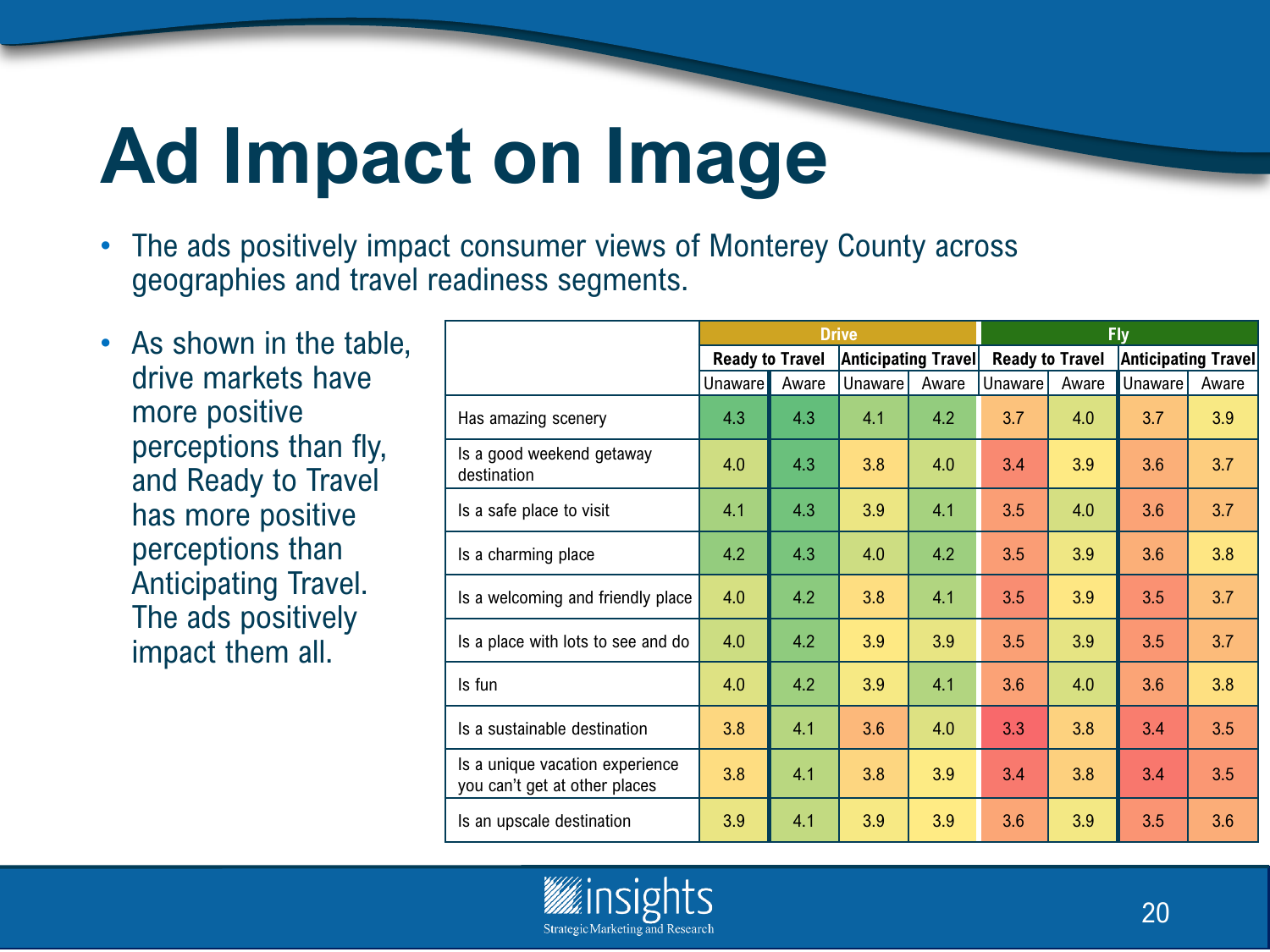# Ad Impact on Image

- The ads positively impact consumer views of Monterey County across geographies and travel readiness segments.
- As shown in the table, drive markets have more positive perceptions than fly, and Ready to Travel has more positive perceptions than Anticipating Travel. The ads positively impact them all.

| | Drive | | | | Fly | | | |
|---|---|---|---|---|---|---|---|---|
| | Ready to Travel | | Anticipating Travel | | Ready to Travel | | Anticipating Travel | |
| | Unaware | Aware | Unaware | Aware | Unaware | Aware | Unaware | Aware |
| Has amazing scenery | 4.3 | 4.3 | 4.1 | 4.2 | 3.7 | 4.0 | 3.7 | 3.9 |
| Is a good weekend getaway destination | 4.0 | 4.3 | 3.8 | 4.0 | 3.4 | 3.9 | 3.6 | 3.7 |
| Is a safe place to visit | 4.1 | 4.3 | 3.9 | 4.1 | 3.5 | 4.0 | 3.6 | 3.7 |
| Is a charming place | 4.2 | 4.3 | 4.0 | 4.2 | 3.5 | 3.9 | 3.6 | 3.8 |
| Is a welcoming and friendly place | 4.0 | 4.2 | 3.8 | 4.1 | 3.5 | 3.9 | 3.5 | 3.7 |
| Is a place with lots to see and do | 4.0 | 4.2 | 3.9 | 3.9 | 3.5 | 3.9 | 3.5 | 3.7 |
| Is fun | 4.0 | 4.2 | 3.9 | 4.1 | 3.6 | 4.0 | 3.6 | 3.8 |
| Is a sustainable destination | 3.8 | 4.1 | 3.6 | 4.0 | 3.3 | 3.8 | 3.4 | 3.5 |
| Is a unique vacation experience you can't get at other places | 3.8 | 4.1 | 3.8 | 3.9 | 3.4 | 3.8 | 3.4 | 3.5 |
| Is an upscale destination | 3.9 | 4.1 | 3.9 | 3.9 | 3.6 | 3.9 | 3.5 | 3.6 |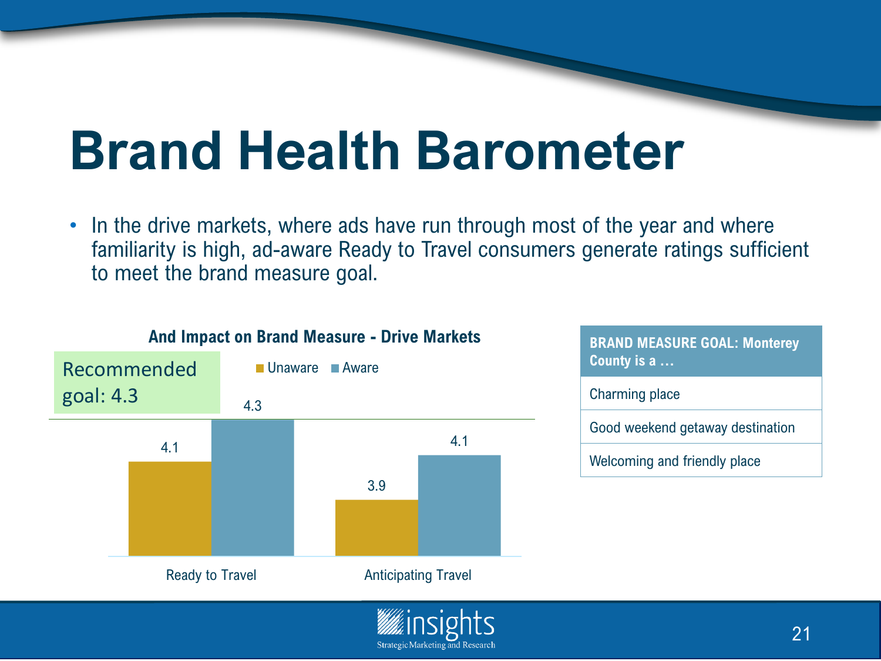# Brand Health Barometer

- In the drive markets, where ads have run through most of the year and where familiarity is high, ad-aware Ready to Travel consumers generate ratings sufficient to meet the brand measure goal.

**And Impact on Brand Measure - Drive Markets**

Recommended goal: 4.3

| | Unaware | Aware |
|---|---|---|
| Ready to Travel | 4.1 | 4.3 |
| Anticipating Travel | 3.9 | 4.1 |

| BRAND MEASURE GOAL: Monterey County is a … |
|---|
| Charming place |
| Good weekend getaway destination |
| Welcoming and friendly place |

insights
Strategic Marketing and Research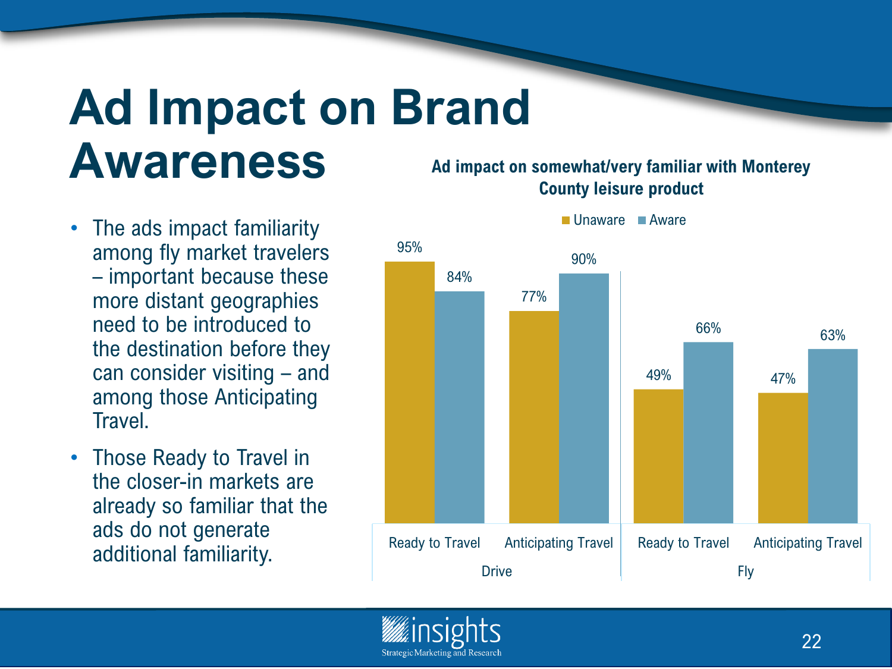# Ad Impact on Brand Awareness

- The ads impact familiarity among fly market travelers – important because these more distant geographies need to be introduced to the destination before they can consider visiting – and among those Anticipating Travel.
- Those Ready to Travel in the closer-in markets are already so familiar that the ads do not generate additional familiarity.

**Ad impact on somewhat/very familiar with Monterey County leisure product**

| Market | Segment | Unaware | Aware |
|---|---|---|---|
| Drive | Ready to Travel | 95% | 84% |
| Drive | Anticipating Travel | 77% | 90% |
| Fly | Ready to Travel | 49% | 66% |
| Fly | Anticipating Travel | 47% | 63% |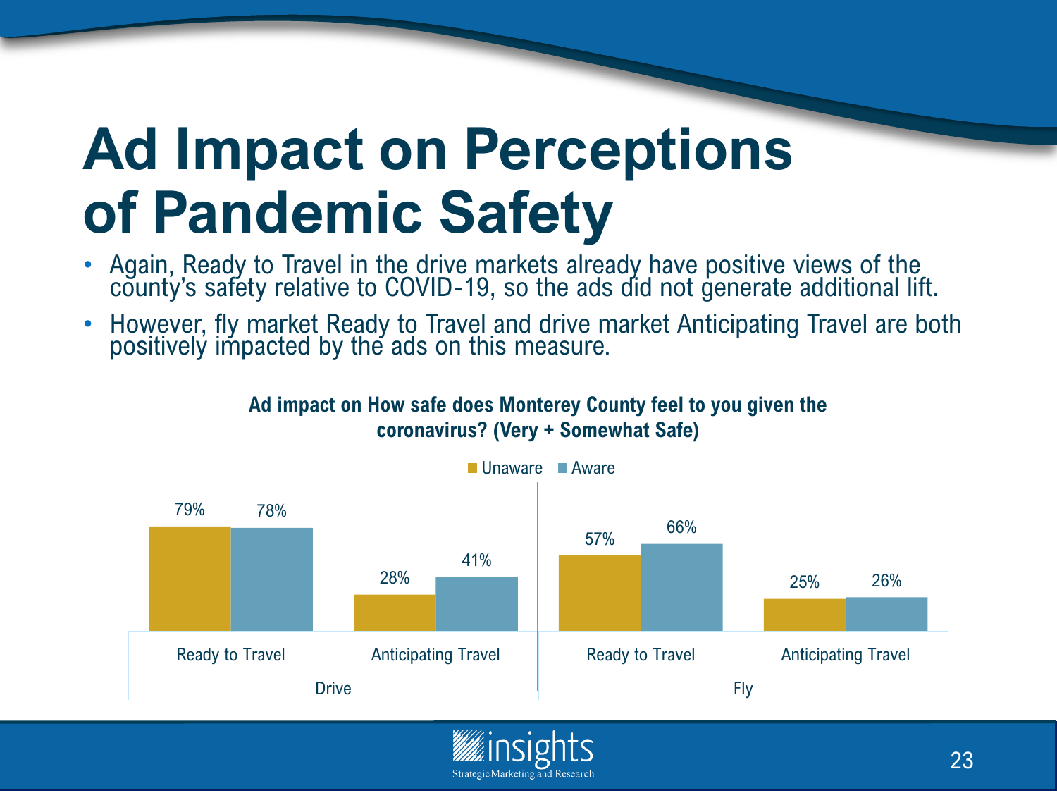# Ad Impact on Perceptions of Pandemic Safety

- Again, Ready to Travel in the drive markets already have positive views of the county's safety relative to COVID-19, so the ads did not generate additional lift.
- However, fly market Ready to Travel and drive market Anticipating Travel are both positively impacted by the ads on this measure.

**Ad impact on How safe does Monterey County feel to you given the coronavirus? (Very + Somewhat Safe)**

| Market | Segment | Unaware | Aware |
| --- | --- | --- | --- |
| Drive | Ready to Travel | 79% | 78% |
| Drive | Anticipating Travel | 28% | 41% |
| Fly | Ready to Travel | 57% | 66% |
| Fly | Anticipating Travel | 25% | 26% |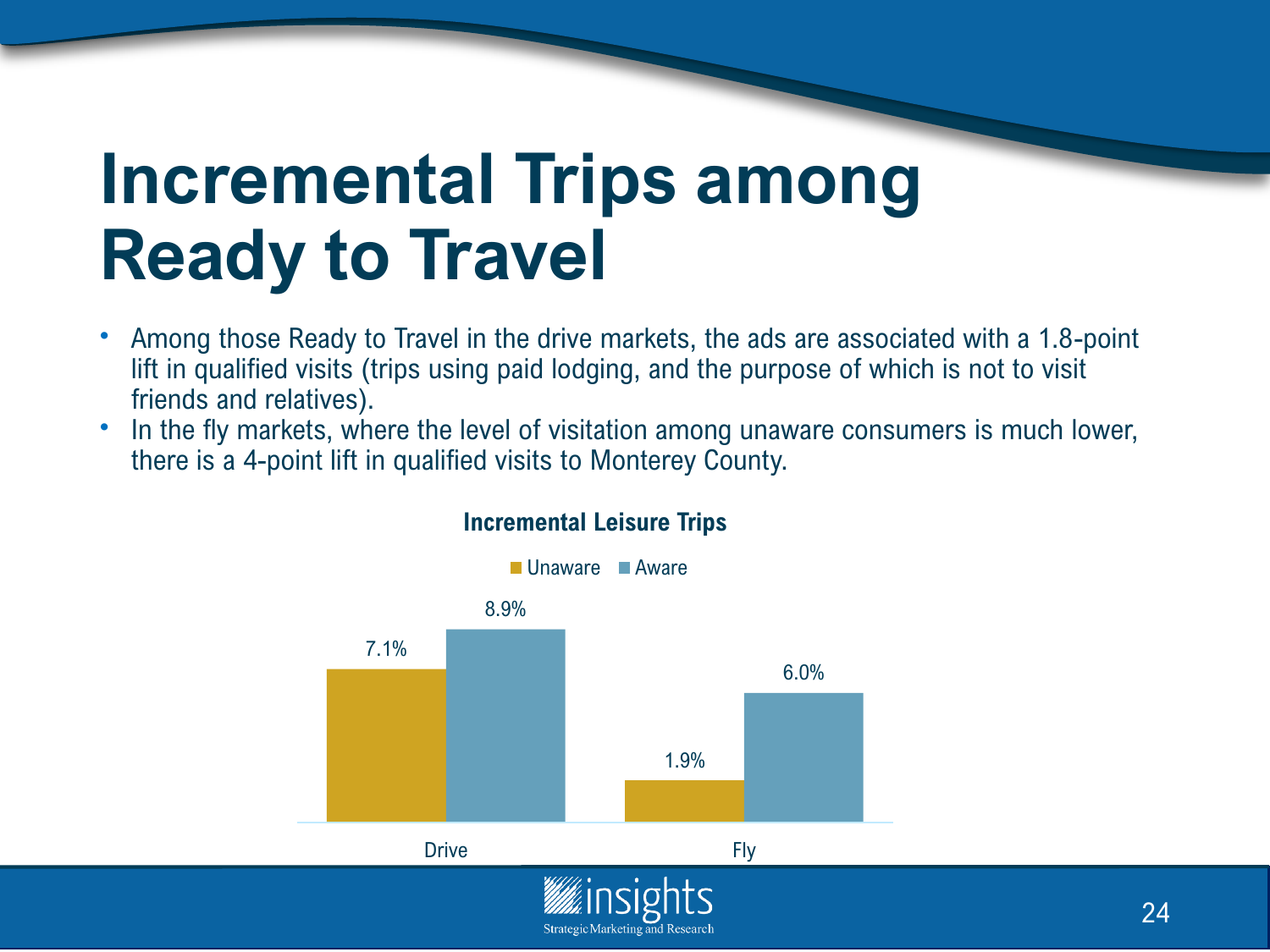# Incremental Trips among Ready to Travel

- Among those Ready to Travel in the drive markets, the ads are associated with a 1.8-point lift in qualified visits (trips using paid lodging, and the purpose of which is not to visit friends and relatives).
- In the fly markets, where the level of visitation among unaware consumers is much lower, there is a 4-point lift in qualified visits to Monterey County.

**Incremental Leisure Trips**

| | Unaware | Aware |
|---|---|---|
| Drive | 7.1% | 8.9% |
| Fly | 1.9% | 6.0% |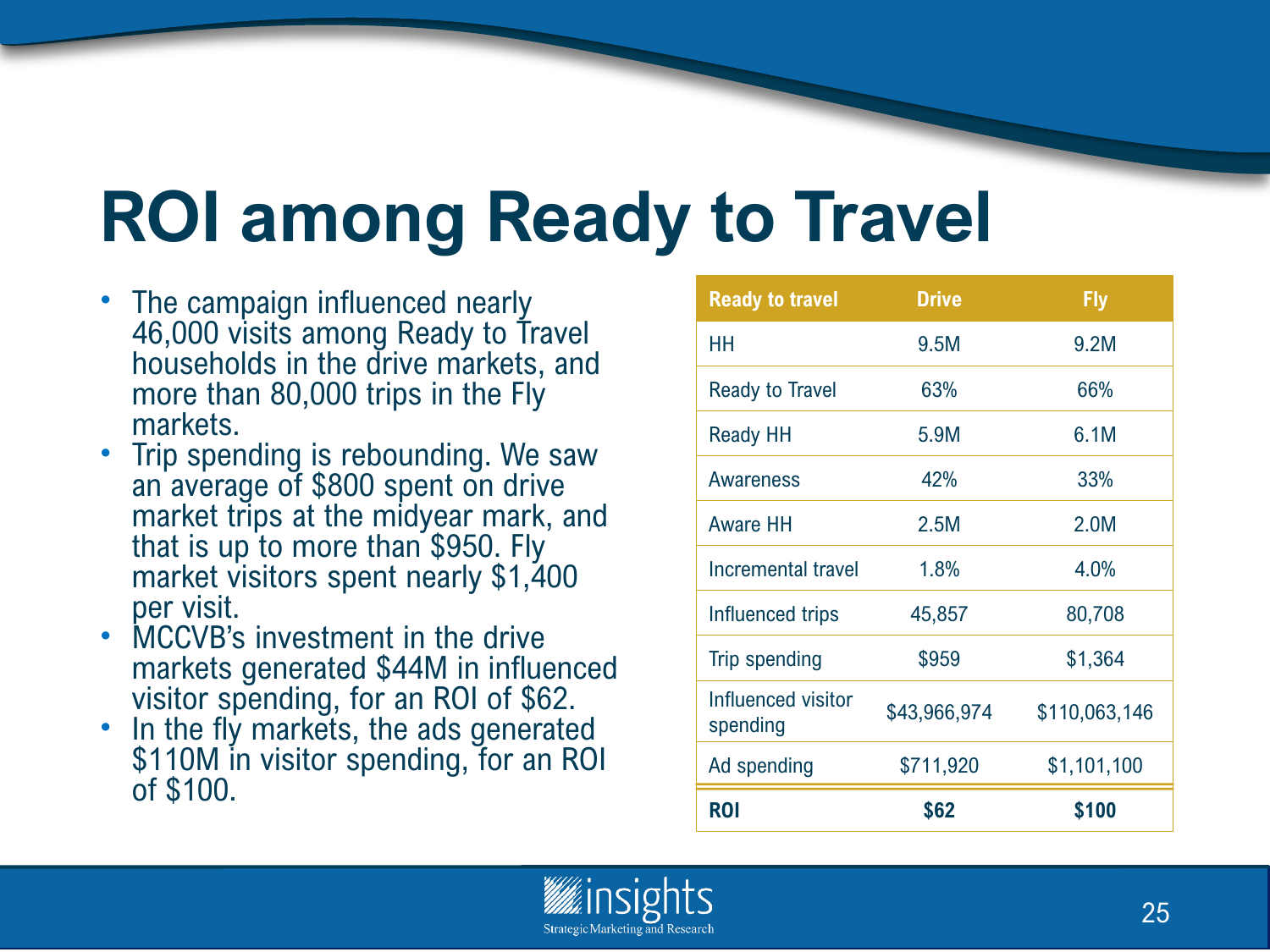# ROI among Ready to Travel

- The campaign influenced nearly 46,000 visits among Ready to Travel households in the drive markets, and more than 80,000 trips in the Fly markets.
- Trip spending is rebounding. We saw an average of $800 spent on drive market trips at the midyear mark, and that is up to more than $950. Fly market visitors spent nearly $1,400 per visit.
- MCCVB's investment in the drive markets generated $44M in influenced visitor spending, for an ROI of $62.
- In the fly markets, the ads generated $110M in visitor spending, for an ROI of $100.

| Ready to travel | Drive | Fly |
|---|---|---|
| HH | 9.5M | 9.2M |
| Ready to Travel | 63% | 66% |
| Ready HH | 5.9M | 6.1M |
| Awareness | 42% | 33% |
| Aware HH | 2.5M | 2.0M |
| Incremental travel | 1.8% | 4.0% |
| Influenced trips | 45,857 | 80,708 |
| Trip spending | $959 | $1,364 |
| Influenced visitor spending | $43,966,974 | $110,063,146 |
| Ad spending | $711,920 | $1,101,100 |
| **ROI** | **$62** | **$100** |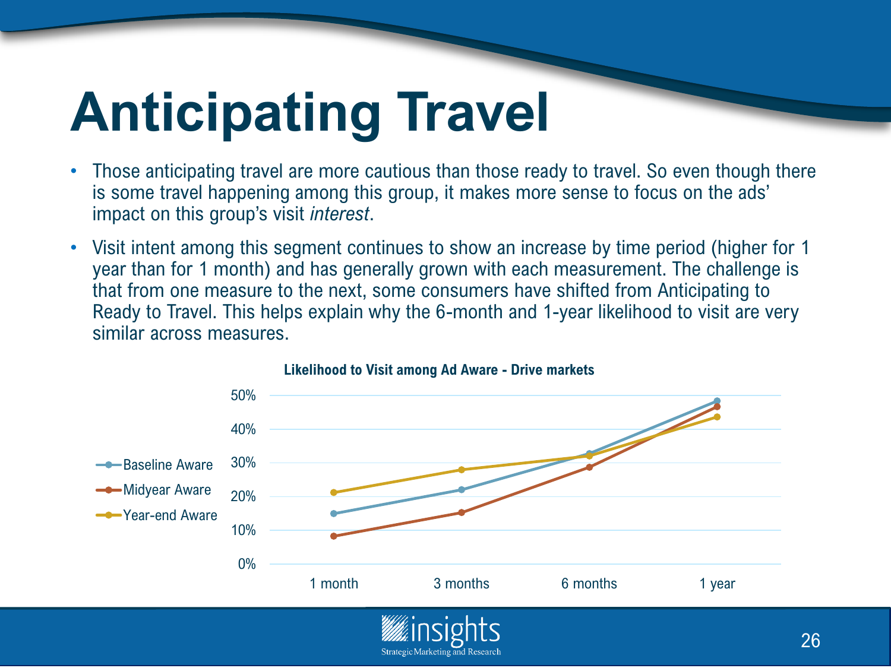# Anticipating Travel

- Those anticipating travel are more cautious than those ready to travel. So even though there is some travel happening among this group, it makes more sense to focus on the ads' impact on this group's visit *interest*.
- Visit intent among this segment continues to show an increase by time period (higher for 1 year than for 1 month) and has generally grown with each measurement. The challenge is that from one measure to the next, some consumers have shifted from Anticipating to Ready to Travel. This helps explain why the 6-month and 1-year likelihood to visit are very similar across measures.

**Likelihood to Visit among Ad Aware - Drive markets**

Legend: Baseline Aware, Midyear Aware, Year-end Aware

Y-axis: 0%, 10%, 20%, 30%, 40%, 50%

X-axis: 1 month, 3 months, 6 months, 1 year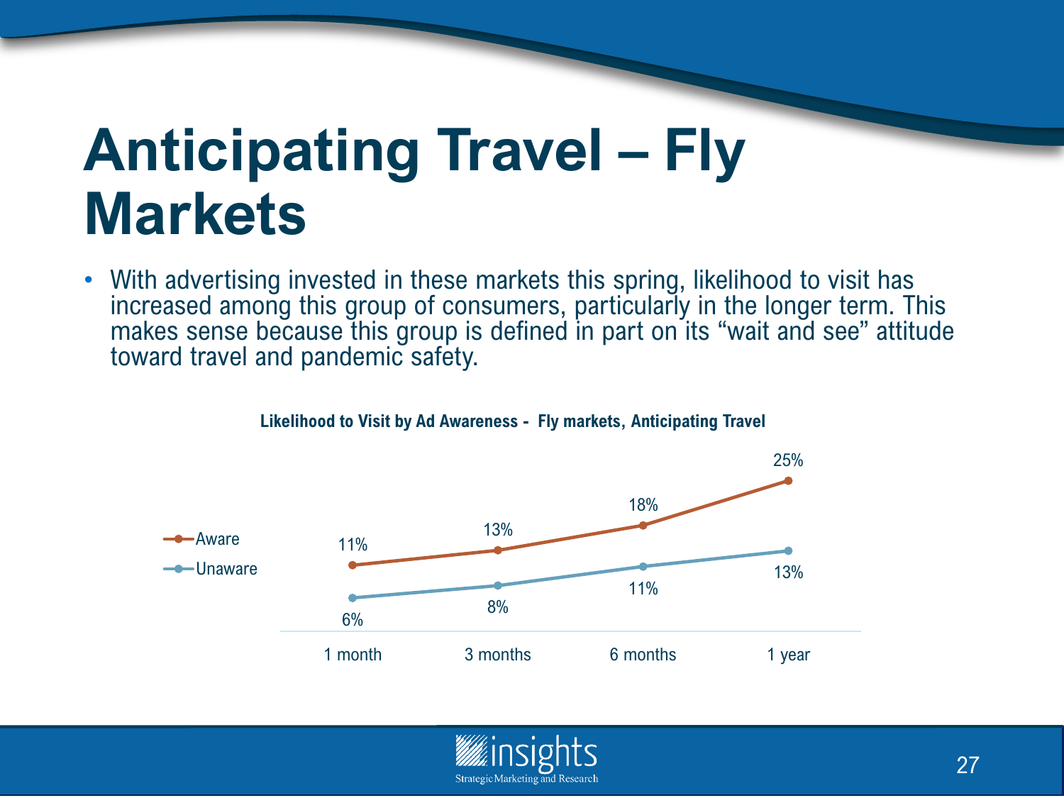# Anticipating Travel – Fly Markets

- With advertising invested in these markets this spring, likelihood to visit has increased among this group of consumers, particularly in the longer term. This makes sense because this group is defined in part on its "wait and see" attitude toward travel and pandemic safety.

**Likelihood to Visit by Ad Awareness - Fly markets, Anticipating Travel**

| | 1 month | 3 months | 6 months | 1 year |
|---|---|---|---|---|
| Aware | 11% | 13% | 18% | 25% |
| Unaware | 6% | 8% | 11% | 13% |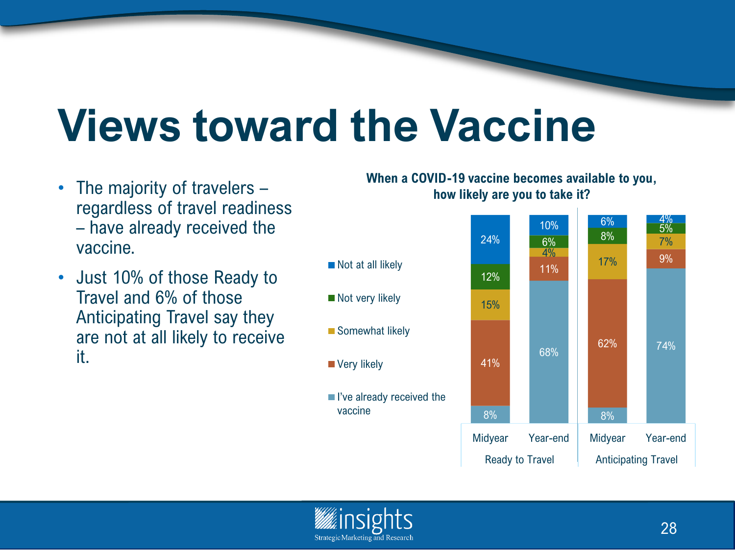# Views toward the Vaccine

- The majority of travelers – regardless of travel readiness – have already received the vaccine.
- Just 10% of those Ready to Travel and 6% of those Anticipating Travel say they are not at all likely to receive it.

**When a COVID-19 vaccine becomes available to you, how likely are you to take it?**

| | Ready to Travel – Midyear | Ready to Travel – Year-end | Anticipating Travel – Midyear | Anticipating Travel – Year-end |
|---|---|---|---|---|
| Not at all likely | 24% | 10% | 6% | 4% |
| Not very likely | 12% | 6% | 8% | 5% |
| Somewhat likely | 15% | 4% | 17% | 7% |
| Very likely | 41% | 11% | 62% | 9% |
| I've already received the vaccine | 8% | 68% | 8% | 74% |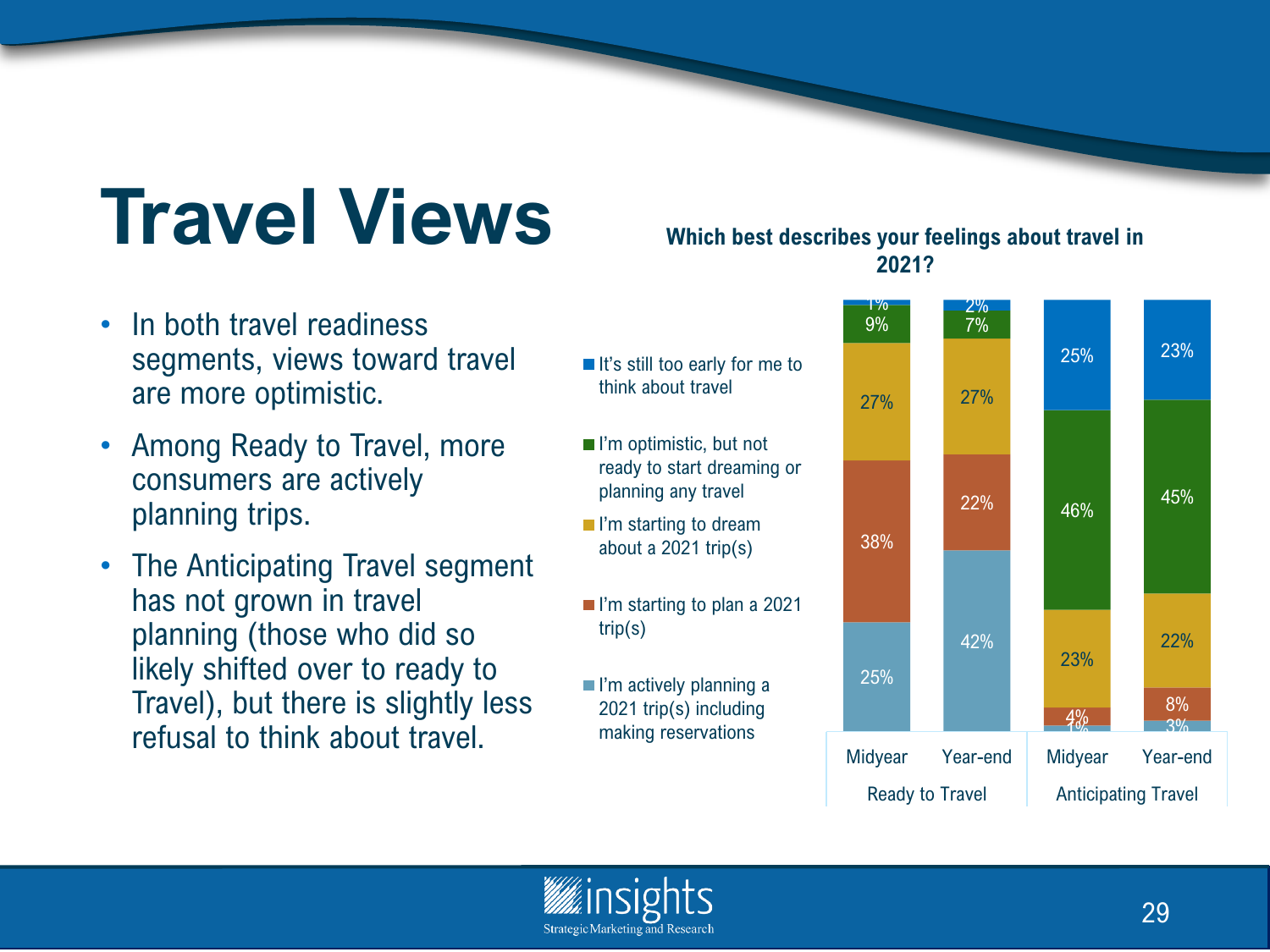# Travel Views

- In both travel readiness segments, views toward travel are more optimistic.
- Among Ready to Travel, more consumers are actively planning trips.
- The Anticipating Travel segment has not grown in travel planning (those who did so likely shifted over to ready to Travel), but there is slightly less refusal to think about travel.

**Which best describes your feelings about travel in 2021?**

| | Ready to Travel – Midyear | Ready to Travel – Year-end | Anticipating Travel – Midyear | Anticipating Travel – Year-end |
|---|---|---|---|---|
| It's still too early for me to think about travel | 1% | 2% | 25% | 23% |
| I'm optimistic, but not ready to start dreaming or planning any travel | 9% | 7% | 46% | 45% |
| I'm starting to dream about a 2021 trip(s) | 27% | 27% | 23% | 22% |
| I'm starting to plan a 2021 trip(s) | 38% | 22% | 4% | 8% |
| I'm actively planning a 2021 trip(s) including making reservations | 25% | 42% | 1% | 3% |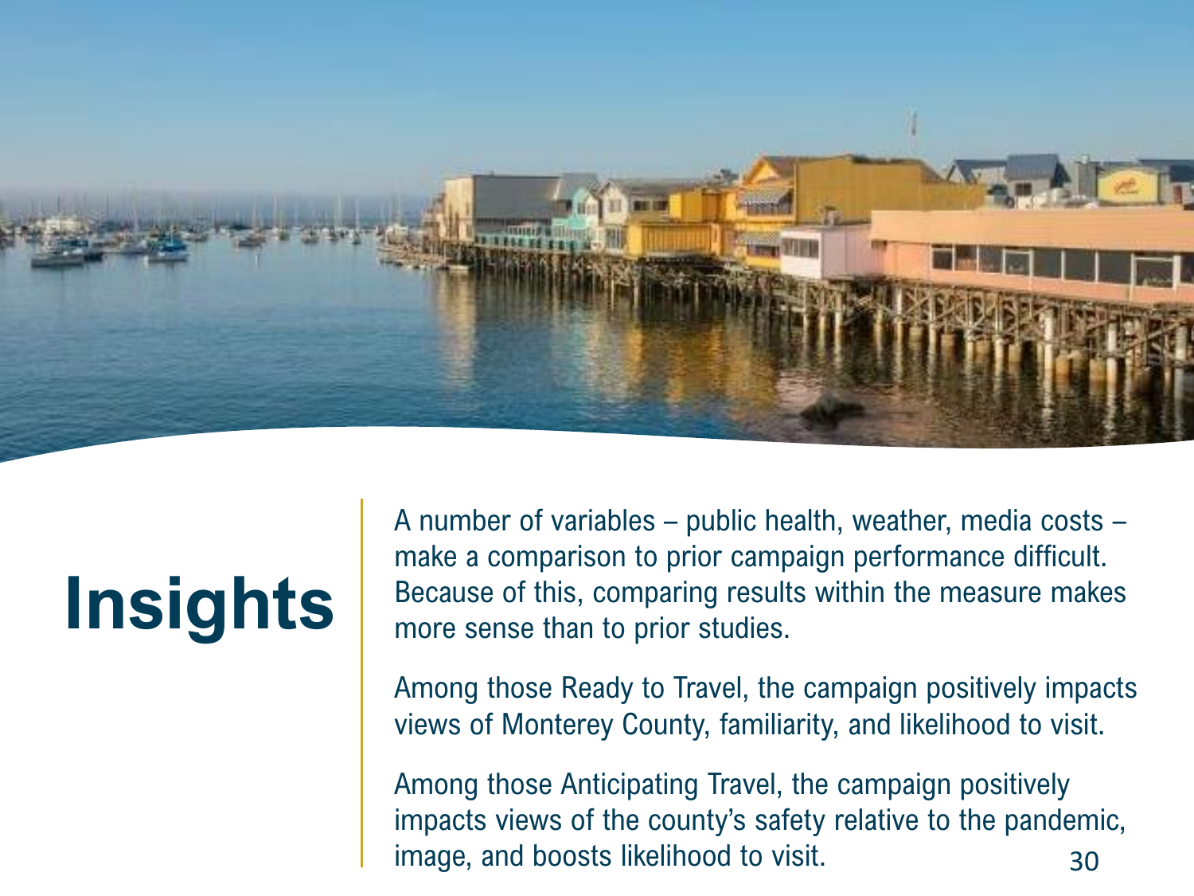# Insights

A number of variables – public health, weather, media costs – make a comparison to prior campaign performance difficult. Because of this, comparing results within the measure makes more sense than to prior studies.

Among those Ready to Travel, the campaign positively impacts views of Monterey County, familiarity, and likelihood to visit.

Among those Anticipating Travel, the campaign positively impacts views of the county's safety relative to the pandemic, image, and boosts likelihood to visit.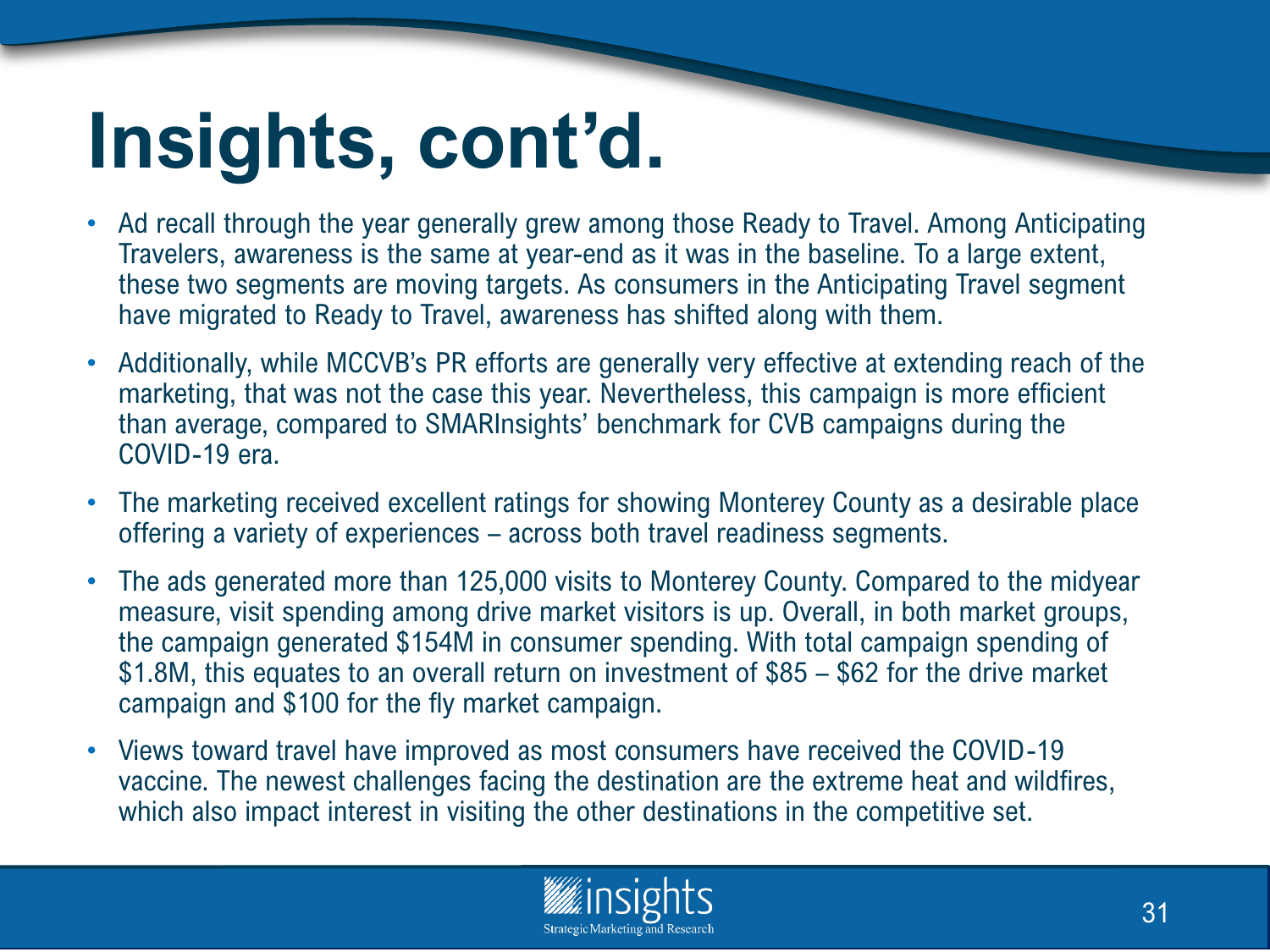# Insights, cont'd.

- Ad recall through the year generally grew among those Ready to Travel. Among Anticipating Travelers, awareness is the same at year-end as it was in the baseline. To a large extent, these two segments are moving targets. As consumers in the Anticipating Travel segment have migrated to Ready to Travel, awareness has shifted along with them.
- Additionally, while MCCVB's PR efforts are generally very effective at extending reach of the marketing, that was not the case this year. Nevertheless, this campaign is more efficient than average, compared to SMARInsights' benchmark for CVB campaigns during the COVID-19 era.
- The marketing received excellent ratings for showing Monterey County as a desirable place offering a variety of experiences – across both travel readiness segments.
- The ads generated more than 125,000 visits to Monterey County. Compared to the midyear measure, visit spending among drive market visitors is up. Overall, in both market groups, the campaign generated $154M in consumer spending. With total campaign spending of $1.8M, this equates to an overall return on investment of $85 – $62 for the drive market campaign and $100 for the fly market campaign.
- Views toward travel have improved as most consumers have received the COVID-19 vaccine. The newest challenges facing the destination are the extreme heat and wildfires, which also impact interest in visiting the other destinations in the competitive set.